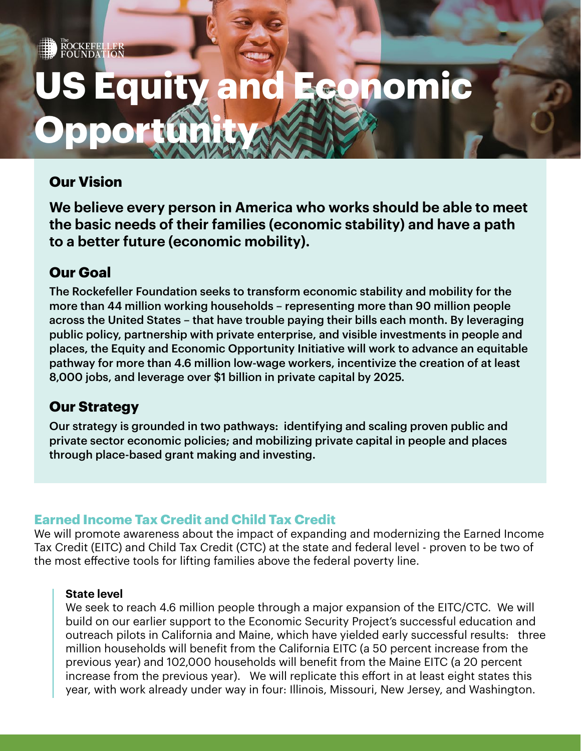The Rockefeller Foundation

# US Equity and Economic Opportunity

## Our Vision

**We believe every person in America who works should be able to meet the basic needs of their families (economic stability) and have a path to a better future (economic mobility).**

## Our Goal

**The Rockefeller Foundation seeks to transform economic stability and mobility for the more than 44 million working households – representing more than 90 million people across the United States – that have trouble paying their bills each month. By leveraging public policy, partnership with private enterprise, and visible investments in people and places, the Equity and Economic Opportunity Initiative will work to advance an equitable pathway for more than 4.6 million low-wage workers, incentivize the creation of at least 8,000 jobs, and leverage over $1 billion in private capital by 2025.**

## Our Strategy

**Our strategy is grounded in two pathways: identifying and scaling proven public and private sector economic policies; and mobilizing private capital in people and places through place-based grant making and investing.**

### Earned Income Tax Credit and Child Tax Credit

We will promote awareness about the impact of expanding and modernizing the Earned Income Tax Credit (EITC) and Child Tax Credit (CTC) at the state and federal level - proven to be two of the most effective tools for lifting families above the federal poverty line.

**State level**

We seek to reach 4.6 million people through a major expansion of the EITC/CTC. We will build on our earlier support to the Economic Security Project's successful education and outreach pilots in California and Maine, which have yielded early successful results: three million households will benefit from the California EITC (a 50 percent increase from the previous year) and 102,000 households will benefit from the Maine EITC (a 20 percent increase from the previous year). We will replicate this effort in at least eight states this year, with work already under way in four: Illinois, Missouri, New Jersey, and Washington.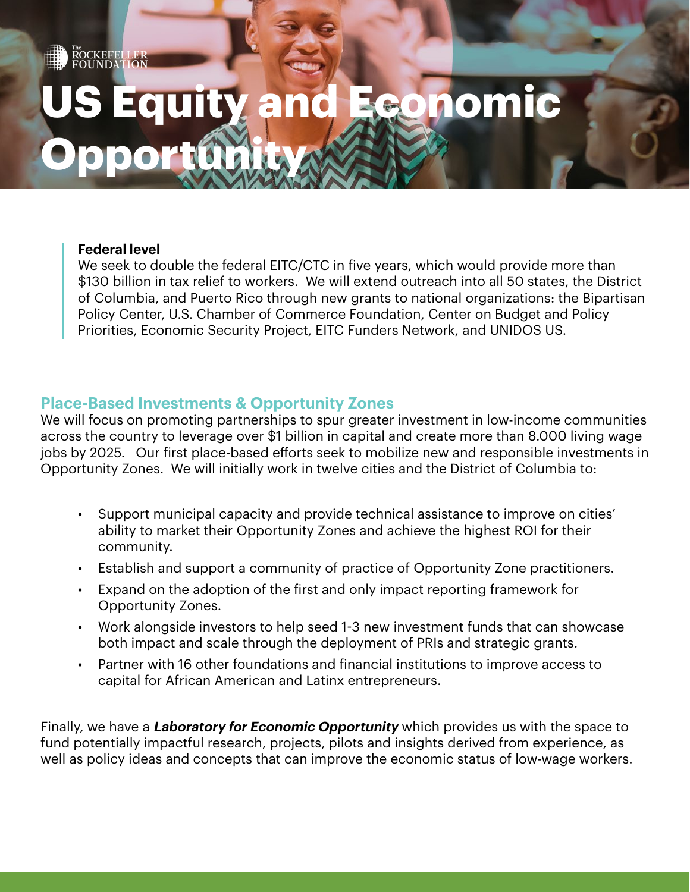# US Equity and Economic Opportunity

**Federal level**
We seek to double the federal EITC/CTC in five years, which would provide more than $130 billion in tax relief to workers. We will extend outreach into all 50 states, the District of Columbia, and Puerto Rico through new grants to national organizations: the Bipartisan Policy Center, U.S. Chamber of Commerce Foundation, Center on Budget and Policy Priorities, Economic Security Project, EITC Funders Network, and UNIDOS US.

## Place-Based Investments & Opportunity Zones

We will focus on promoting partnerships to spur greater investment in low-income communities across the country to leverage over $1 billion in capital and create more than 8.000 living wage jobs by 2025. Our first place-based efforts seek to mobilize new and responsible investments in Opportunity Zones. We will initially work in twelve cities and the District of Columbia to:

- Support municipal capacity and provide technical assistance to improve on cities' ability to market their Opportunity Zones and achieve the highest ROI for their community.
- Establish and support a community of practice of Opportunity Zone practitioners.
- Expand on the adoption of the first and only impact reporting framework for Opportunity Zones.
- Work alongside investors to help seed 1-3 new investment funds that can showcase both impact and scale through the deployment of PRIs and strategic grants.
- Partner with 16 other foundations and financial institutions to improve access to capital for African American and Latinx entrepreneurs.

Finally, we have a ***Laboratory for Economic Opportunity*** which provides us with the space to fund potentially impactful research, projects, pilots and insights derived from experience, as well as policy ideas and concepts that can improve the economic status of low-wage workers.